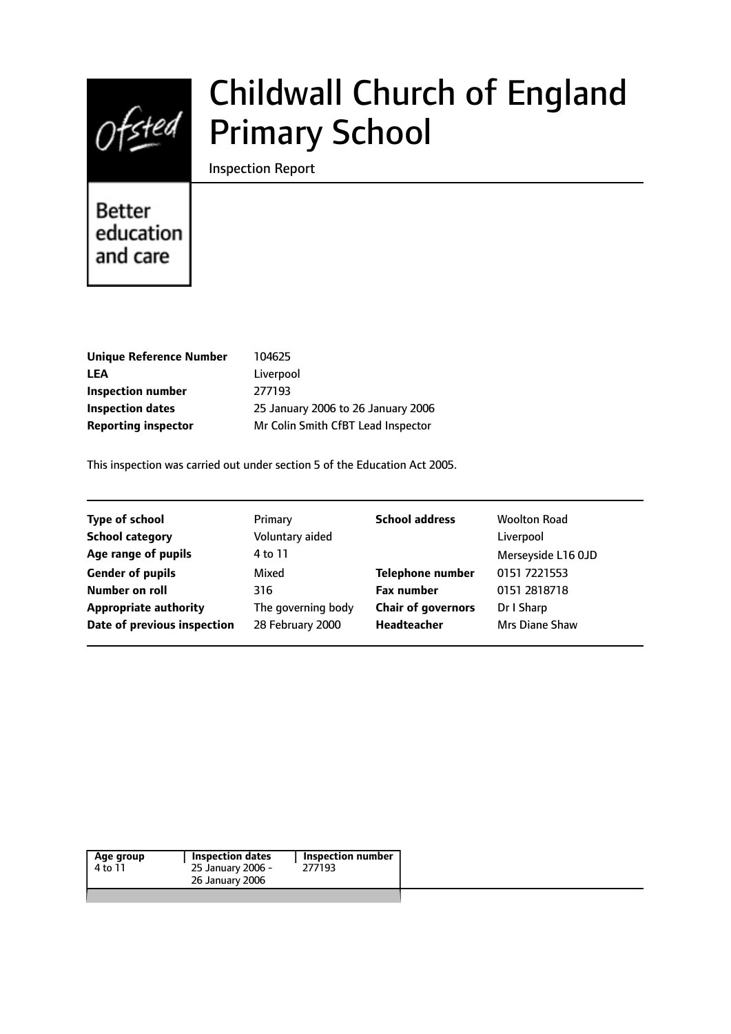# Childwall Church of England Primary School

Inspection Report

Better education and care

| | |
|---|---|
| **Unique Reference Number** | 104625 |
| **LEA** | Liverpool |
| **Inspection number** | 277193 |
| **Inspection dates** | 25 January 2006 to 26 January 2006 |
| **Reporting inspector** | Mr Colin Smith CfBT Lead Inspector |

This inspection was carried out under section 5 of the Education Act 2005.

| | | | |
|---|---|---|---|
| **Type of school** | Primary | **School address** | Woolton Road |
| **School category** | Voluntary aided | | Liverpool |
| **Age range of pupils** | 4 to 11 | | Merseyside L16 0JD |
| **Gender of pupils** | Mixed | **Telephone number** | 0151 7221553 |
| **Number on roll** | 316 | **Fax number** | 0151 2818718 |
| **Appropriate authority** | The governing body | **Chair of governors** | Dr I Sharp |
| **Date of previous inspection** | 28 February 2000 | **Headteacher** | Mrs Diane Shaw |

| Age group | Inspection dates | Inspection number |
|---|---|---|
| 4 to 11 | 25 January 2006 - 26 January 2006 | 277193 |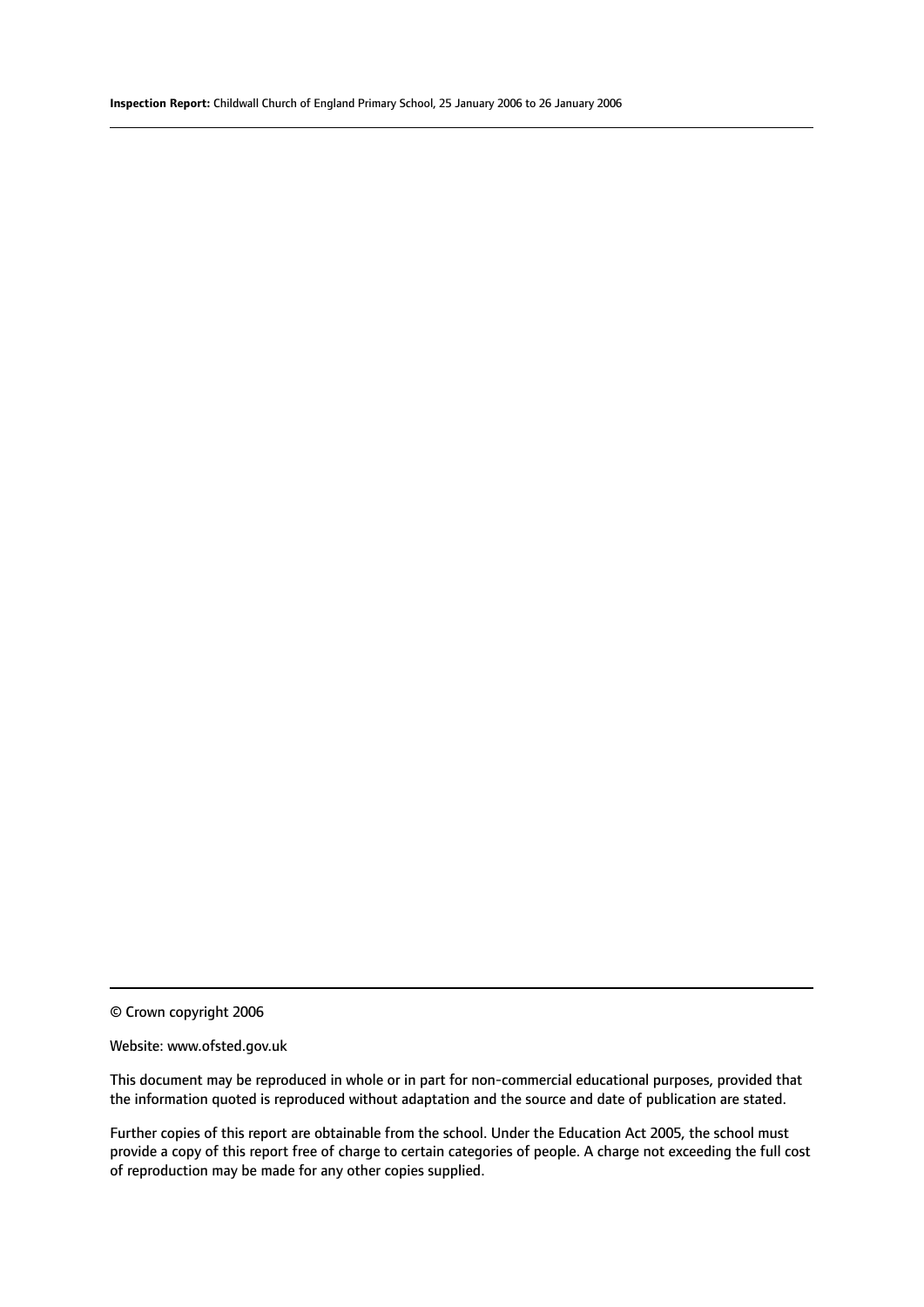© Crown copyright 2006

Website: www.ofsted.gov.uk

This document may be reproduced in whole or in part for non-commercial educational purposes, provided that the information quoted is reproduced without adaptation and the source and date of publication are stated.

Further copies of this report are obtainable from the school. Under the Education Act 2005, the school must provide a copy of this report free of charge to certain categories of people. A charge not exceeding the full cost of reproduction may be made for any other copies supplied.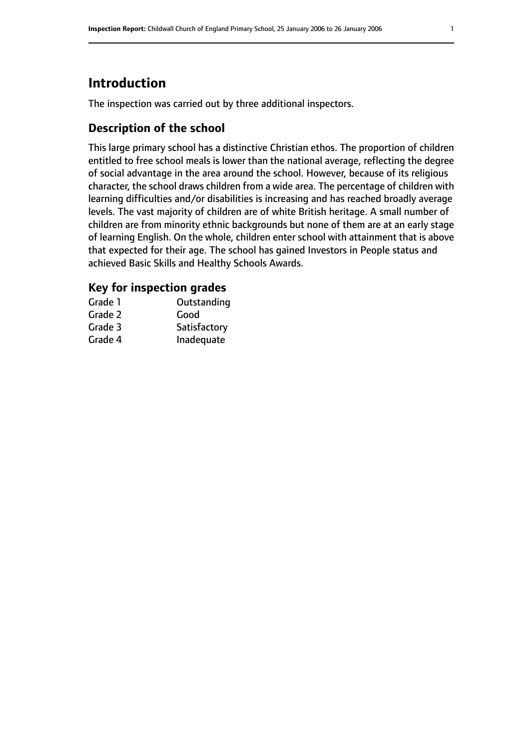# Introduction

The inspection was carried out by three additional inspectors.

## Description of the school

This large primary school has a distinctive Christian ethos. The proportion of children entitled to free school meals is lower than the national average, reflecting the degree of social advantage in the area around the school. However, because of its religious character, the school draws children from a wide area. The percentage of children with learning difficulties and/or disabilities is increasing and has reached broadly average levels. The vast majority of children are of white British heritage. A small number of children are from minority ethnic backgrounds but none of them are at an early stage of learning English. On the whole, children enter school with attainment that is above that expected for their age. The school has gained Investors in People status and achieved Basic Skills and Healthy Schools Awards.

## Key for inspection grades

| | |
|---|---|
| Grade 1 | Outstanding |
| Grade 2 | Good |
| Grade 3 | Satisfactory |
| Grade 4 | Inadequate |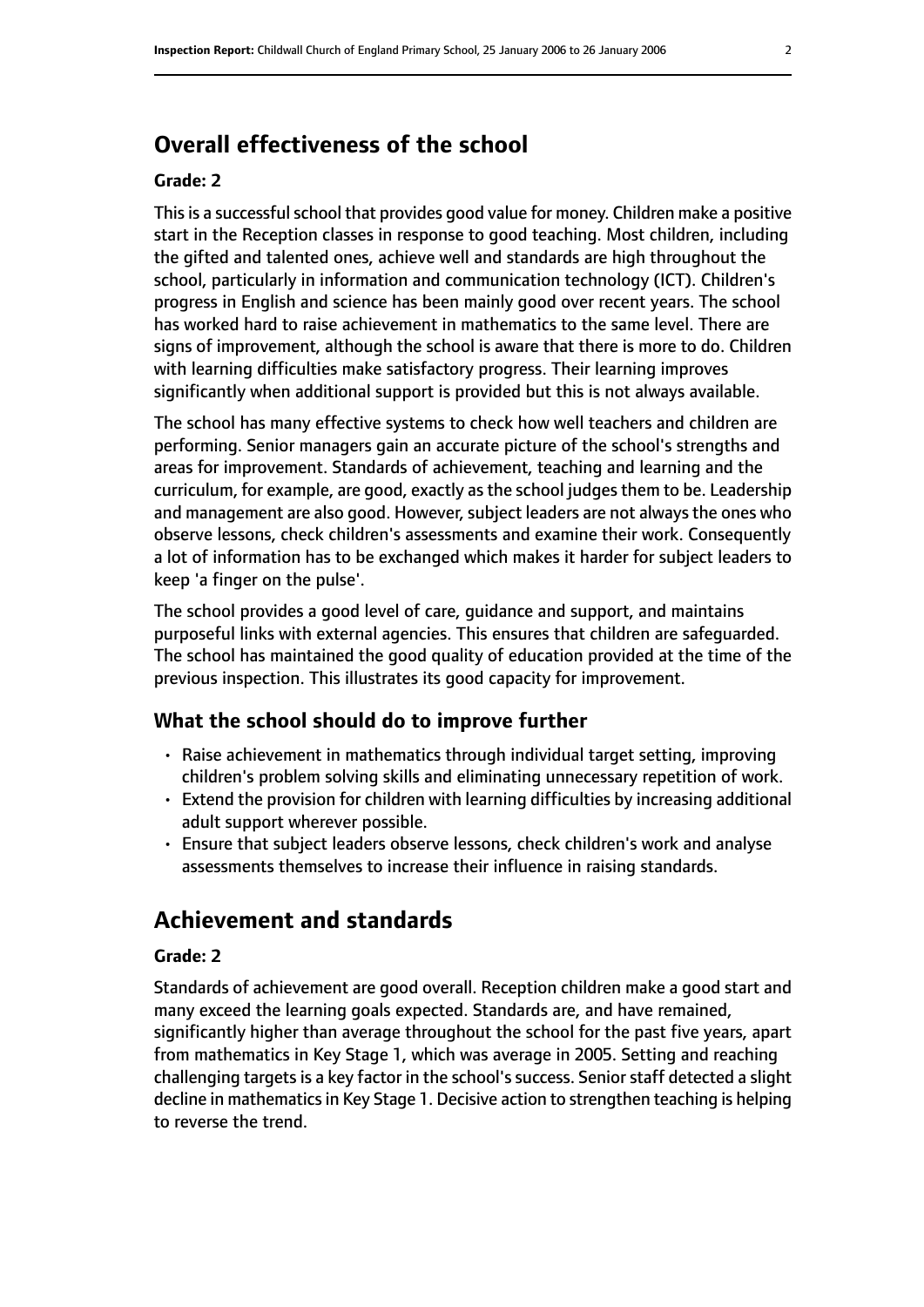## Overall effectiveness of the school

**Grade: 2**

This is a successful school that provides good value for money. Children make a positive start in the Reception classes in response to good teaching. Most children, including the gifted and talented ones, achieve well and standards are high throughout the school, particularly in information and communication technology (ICT). Children's progress in English and science has been mainly good over recent years. The school has worked hard to raise achievement in mathematics to the same level. There are signs of improvement, although the school is aware that there is more to do. Children with learning difficulties make satisfactory progress. Their learning improves significantly when additional support is provided but this is not always available.

The school has many effective systems to check how well teachers and children are performing. Senior managers gain an accurate picture of the school's strengths and areas for improvement. Standards of achievement, teaching and learning and the curriculum, for example, are good, exactly as the school judges them to be. Leadership and management are also good. However, subject leaders are not always the ones who observe lessons, check children's assessments and examine their work. Consequently a lot of information has to be exchanged which makes it harder for subject leaders to keep 'a finger on the pulse'.

The school provides a good level of care, guidance and support, and maintains purposeful links with external agencies. This ensures that children are safeguarded. The school has maintained the good quality of education provided at the time of the previous inspection. This illustrates its good capacity for improvement.

### What the school should do to improve further

- Raise achievement in mathematics through individual target setting, improving children's problem solving skills and eliminating unnecessary repetition of work.
- Extend the provision for children with learning difficulties by increasing additional adult support wherever possible.
- Ensure that subject leaders observe lessons, check children's work and analyse assessments themselves to increase their influence in raising standards.

## Achievement and standards

**Grade: 2**

Standards of achievement are good overall. Reception children make a good start and many exceed the learning goals expected. Standards are, and have remained, significantly higher than average throughout the school for the past five years, apart from mathematics in Key Stage 1, which was average in 2005. Setting and reaching challenging targets is a key factor in the school's success. Senior staff detected a slight decline in mathematics in Key Stage 1. Decisive action to strengthen teaching is helping to reverse the trend.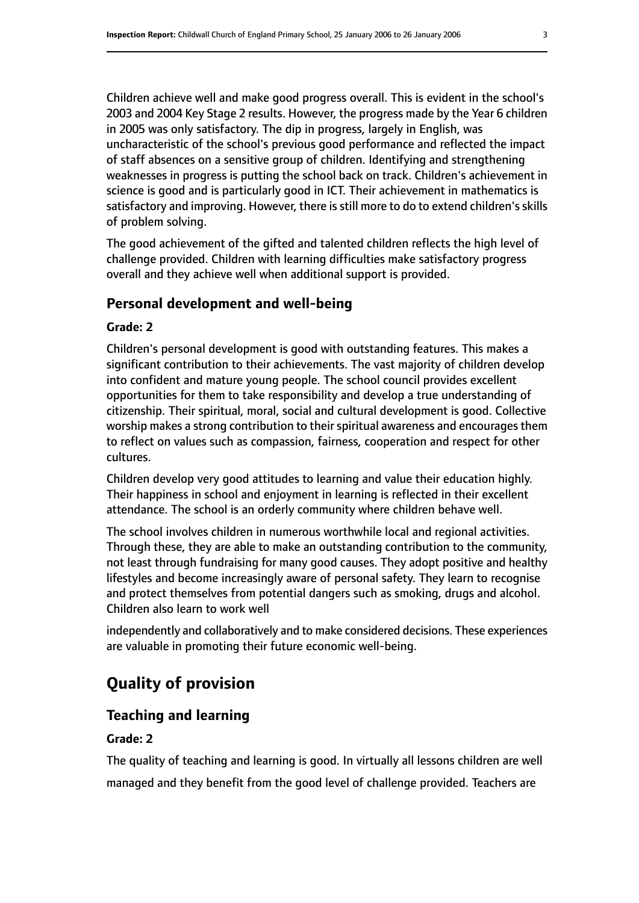Children achieve well and make good progress overall. This is evident in the school's 2003 and 2004 Key Stage 2 results. However, the progress made by the Year 6 children in 2005 was only satisfactory. The dip in progress, largely in English, was uncharacteristic of the school's previous good performance and reflected the impact of staff absences on a sensitive group of children. Identifying and strengthening weaknesses in progress is putting the school back on track. Children's achievement in science is good and is particularly good in ICT. Their achievement in mathematics is satisfactory and improving. However, there is still more to do to extend children's skills of problem solving.

The good achievement of the gifted and talented children reflects the high level of challenge provided. Children with learning difficulties make satisfactory progress overall and they achieve well when additional support is provided.

### Personal development and well-being

#### Grade: 2

Children's personal development is good with outstanding features. This makes a significant contribution to their achievements. The vast majority of children develop into confident and mature young people. The school council provides excellent opportunities for them to take responsibility and develop a true understanding of citizenship. Their spiritual, moral, social and cultural development is good. Collective worship makes a strong contribution to their spiritual awareness and encourages them to reflect on values such as compassion, fairness, cooperation and respect for other cultures.

Children develop very good attitudes to learning and value their education highly. Their happiness in school and enjoyment in learning is reflected in their excellent attendance. The school is an orderly community where children behave well.

The school involves children in numerous worthwhile local and regional activities. Through these, they are able to make an outstanding contribution to the community, not least through fundraising for many good causes. They adopt positive and healthy lifestyles and become increasingly aware of personal safety. They learn to recognise and protect themselves from potential dangers such as smoking, drugs and alcohol. Children also learn to work well independently and collaboratively and to make considered decisions. These experiences are valuable in promoting their future economic well-being.

## Quality of provision

### Teaching and learning

#### Grade: 2

The quality of teaching and learning is good. In virtually all lessons children are well managed and they benefit from the good level of challenge provided. Teachers are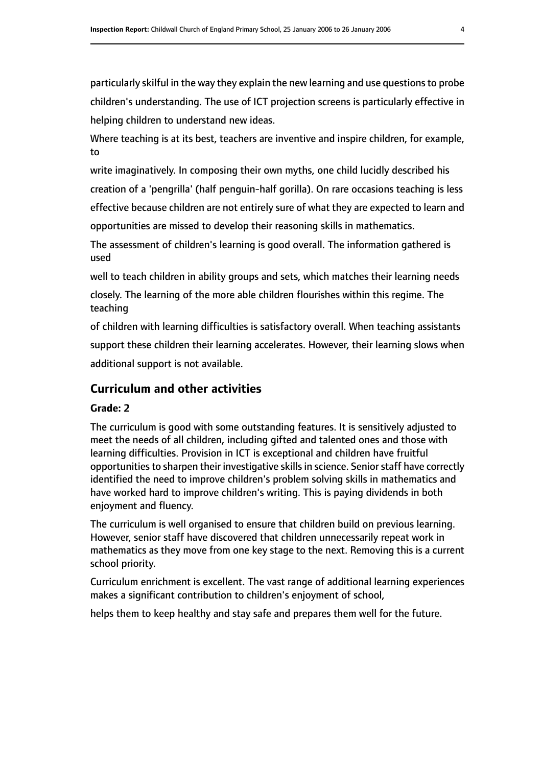particularly skilful in the way they explain the new learning and use questions to probe children's understanding. The use of ICT projection screens is particularly effective in helping children to understand new ideas.

Where teaching is at its best, teachers are inventive and inspire children, for example, to write imaginatively. In composing their own myths, one child lucidly described his creation of a 'pengrilla' (half penguin-half gorilla). On rare occasions teaching is less effective because children are not entirely sure of what they are expected to learn and opportunities are missed to develop their reasoning skills in mathematics.

The assessment of children's learning is good overall. The information gathered is used well to teach children in ability groups and sets, which matches their learning needs closely. The learning of the more able children flourishes within this regime. The teaching of children with learning difficulties is satisfactory overall. When teaching assistants support these children their learning accelerates. However, their learning slows when additional support is not available.

## Curriculum and other activities

### Grade: 2

The curriculum is good with some outstanding features. It is sensitively adjusted to meet the needs of all children, including gifted and talented ones and those with learning difficulties. Provision in ICT is exceptional and children have fruitful opportunities to sharpen their investigative skills in science. Senior staff have correctly identified the need to improve children's problem solving skills in mathematics and have worked hard to improve children's writing. This is paying dividends in both enjoyment and fluency.

The curriculum is well organised to ensure that children build on previous learning. However, senior staff have discovered that children unnecessarily repeat work in mathematics as they move from one key stage to the next. Removing this is a current school priority.

Curriculum enrichment is excellent. The vast range of additional learning experiences makes a significant contribution to children's enjoyment of school, helps them to keep healthy and stay safe and prepares them well for the future.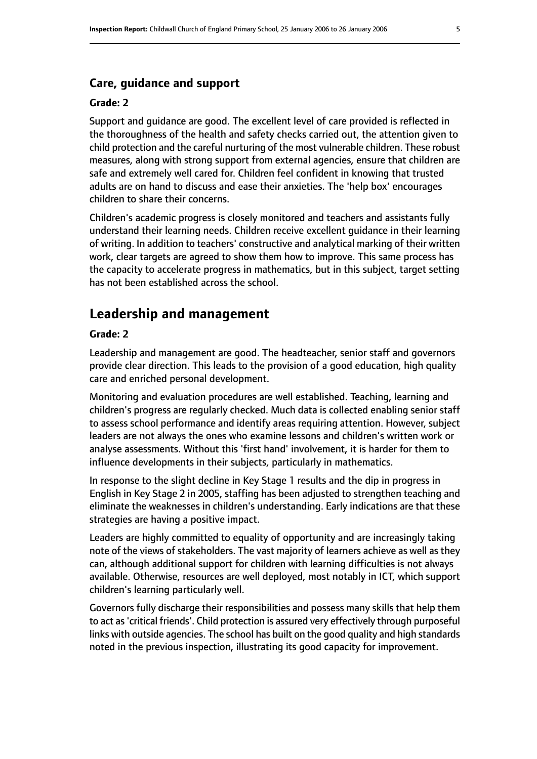### Care, guidance and support

#### Grade: 2

Support and guidance are good. The excellent level of care provided is reflected in the thoroughness of the health and safety checks carried out, the attention given to child protection and the careful nurturing of the most vulnerable children. These robust measures, along with strong support from external agencies, ensure that children are safe and extremely well cared for. Children feel confident in knowing that trusted adults are on hand to discuss and ease their anxieties. The 'help box' encourages children to share their concerns.

Children's academic progress is closely monitored and teachers and assistants fully understand their learning needs. Children receive excellent guidance in their learning of writing. In addition to teachers' constructive and analytical marking of their written work, clear targets are agreed to show them how to improve. This same process has the capacity to accelerate progress in mathematics, but in this subject, target setting has not been established across the school.

## Leadership and management

#### Grade: 2

Leadership and management are good. The headteacher, senior staff and governors provide clear direction. This leads to the provision of a good education, high quality care and enriched personal development.

Monitoring and evaluation procedures are well established. Teaching, learning and children's progress are regularly checked. Much data is collected enabling senior staff to assess school performance and identify areas requiring attention. However, subject leaders are not always the ones who examine lessons and children's written work or analyse assessments. Without this 'first hand' involvement, it is harder for them to influence developments in their subjects, particularly in mathematics.

In response to the slight decline in Key Stage 1 results and the dip in progress in English in Key Stage 2 in 2005, staffing has been adjusted to strengthen teaching and eliminate the weaknesses in children's understanding. Early indications are that these strategies are having a positive impact.

Leaders are highly committed to equality of opportunity and are increasingly taking note of the views of stakeholders. The vast majority of learners achieve as well as they can, although additional support for children with learning difficulties is not always available. Otherwise, resources are well deployed, most notably in ICT, which support children's learning particularly well.

Governors fully discharge their responsibilities and possess many skills that help them to act as 'critical friends'. Child protection is assured very effectively through purposeful links with outside agencies. The school has built on the good quality and high standards noted in the previous inspection, illustrating its good capacity for improvement.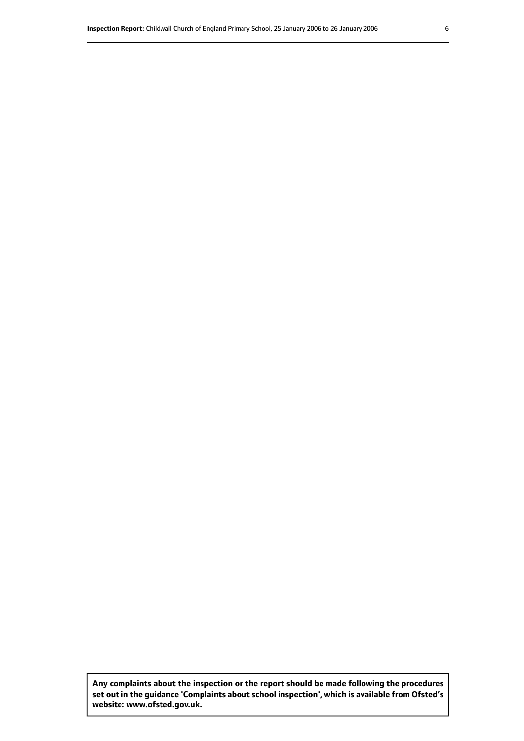**Any complaints about the inspection or the report should be made following the procedures set out in the guidance 'Complaints about school inspection', which is available from Ofsted's website: www.ofsted.gov.uk.**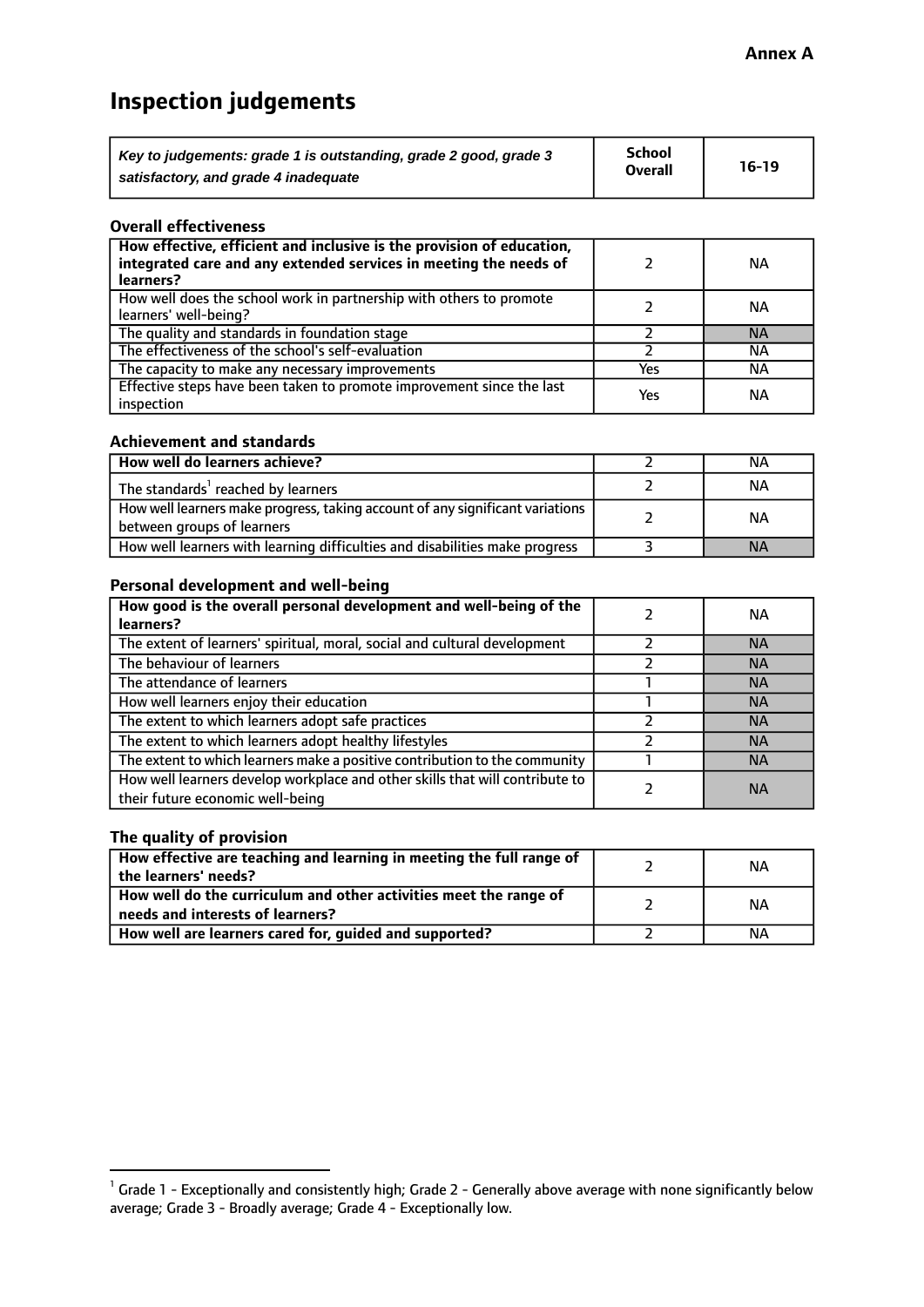**Annex A**

# Inspection judgements

| *Key to judgements: grade 1 is outstanding, grade 2 good, grade 3 satisfactory, and grade 4 inadequate* | School Overall | 16-19 |
|---|---|---|

### Overall effectiveness

| | | |
|---|---|---|
| **How effective, efficient and inclusive is the provision of education, integrated care and any extended services in meeting the needs of learners?** | 2 | NA |
| How well does the school work in partnership with others to promote learners' well-being? | 2 | NA |
| The quality and standards in foundation stage | 2 | NA |
| The effectiveness of the school's self-evaluation | 2 | NA |
| The capacity to make any necessary improvements | Yes | NA |
| Effective steps have been taken to promote improvement since the last inspection | Yes | NA |

### Achievement and standards

| | | |
|---|---|---|
| **How well do learners achieve?** | 2 | NA |
| The standards[1] reached by learners | 2 | NA |
| How well learners make progress, taking account of any significant variations between groups of learners | 2 | NA |
| How well learners with learning difficulties and disabilities make progress | 3 | NA |

### Personal development and well-being

| | | |
|---|---|---|
| **How good is the overall personal development and well-being of the learners?** | 2 | NA |
| The extent of learners' spiritual, moral, social and cultural development | 2 | NA |
| The behaviour of learners | 2 | NA |
| The attendance of learners | 1 | NA |
| How well learners enjoy their education | 1 | NA |
| The extent to which learners adopt safe practices | 2 | NA |
| The extent to which learners adopt healthy lifestyles | 2 | NA |
| The extent to which learners make a positive contribution to the community | 1 | NA |
| How well learners develop workplace and other skills that will contribute to their future economic well-being | 2 | NA |

### The quality of provision

| | | |
|---|---|---|
| **How effective are teaching and learning in meeting the full range of the learners' needs?** | 2 | NA |
| **How well do the curriculum and other activities meet the range of needs and interests of learners?** | 2 | NA |
| **How well are learners cared for, guided and supported?** | 2 | NA |

[1] Grade 1 - Exceptionally and consistently high; Grade 2 - Generally above average with none significantly below average; Grade 3 - Broadly average; Grade 4 - Exceptionally low.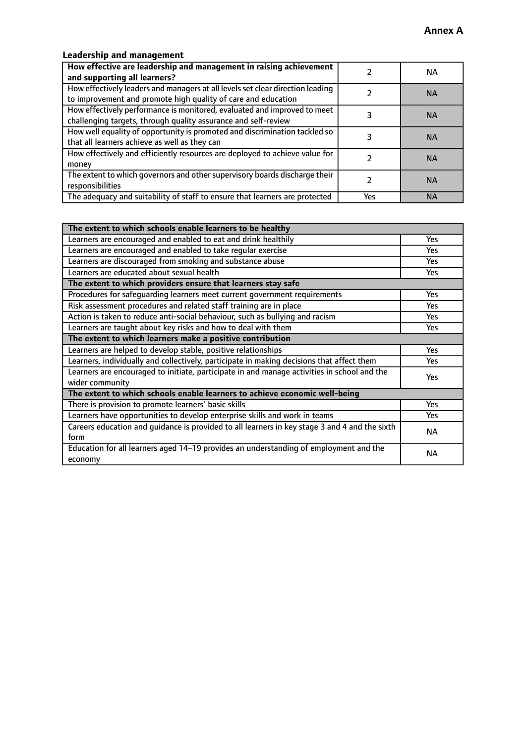**Annex A**

### Leadership and management

| **How effective are leadership and management in raising achievement and supporting all learners?** | 2 | NA |
|---|---|---|
| How effectively leaders and managers at all levels set clear direction leading to improvement and promote high quality of care and education | 2 | NA |
| How effectively performance is monitored, evaluated and improved to meet challenging targets, through quality assurance and self-review | 3 | NA |
| How well equality of opportunity is promoted and discrimination tackled so that all learners achieve as well as they can | 3 | NA |
| How effectively and efficiently resources are deployed to achieve value for money | 2 | NA |
| The extent to which governors and other supervisory boards discharge their responsibilities | 2 | NA |
| The adequacy and suitability of staff to ensure that learners are protected | Yes | NA |

| **The extent to which schools enable learners to be healthy** | |
|---|---|
| Learners are encouraged and enabled to eat and drink healthily | Yes |
| Learners are encouraged and enabled to take regular exercise | Yes |
| Learners are discouraged from smoking and substance abuse | Yes |
| Learners are educated about sexual health | Yes |
| **The extent to which providers ensure that learners stay safe** | |
| Procedures for safeguarding learners meet current government requirements | Yes |
| Risk assessment procedures and related staff training are in place | Yes |
| Action is taken to reduce anti-social behaviour, such as bullying and racism | Yes |
| Learners are taught about key risks and how to deal with them | Yes |
| **The extent to which learners make a positive contribution** | |
| Learners are helped to develop stable, positive relationships | Yes |
| Learners, individually and collectively, participate in making decisions that affect them | Yes |
| Learners are encouraged to initiate, participate in and manage activities in school and the wider community | Yes |
| **The extent to which schools enable learners to achieve economic well-being** | |
| There is provision to promote learners' basic skills | Yes |
| Learners have opportunities to develop enterprise skills and work in teams | Yes |
| Careers education and guidance is provided to all learners in key stage 3 and 4 and the sixth form | NA |
| Education for all learners aged 14–19 provides an understanding of employment and the economy | NA |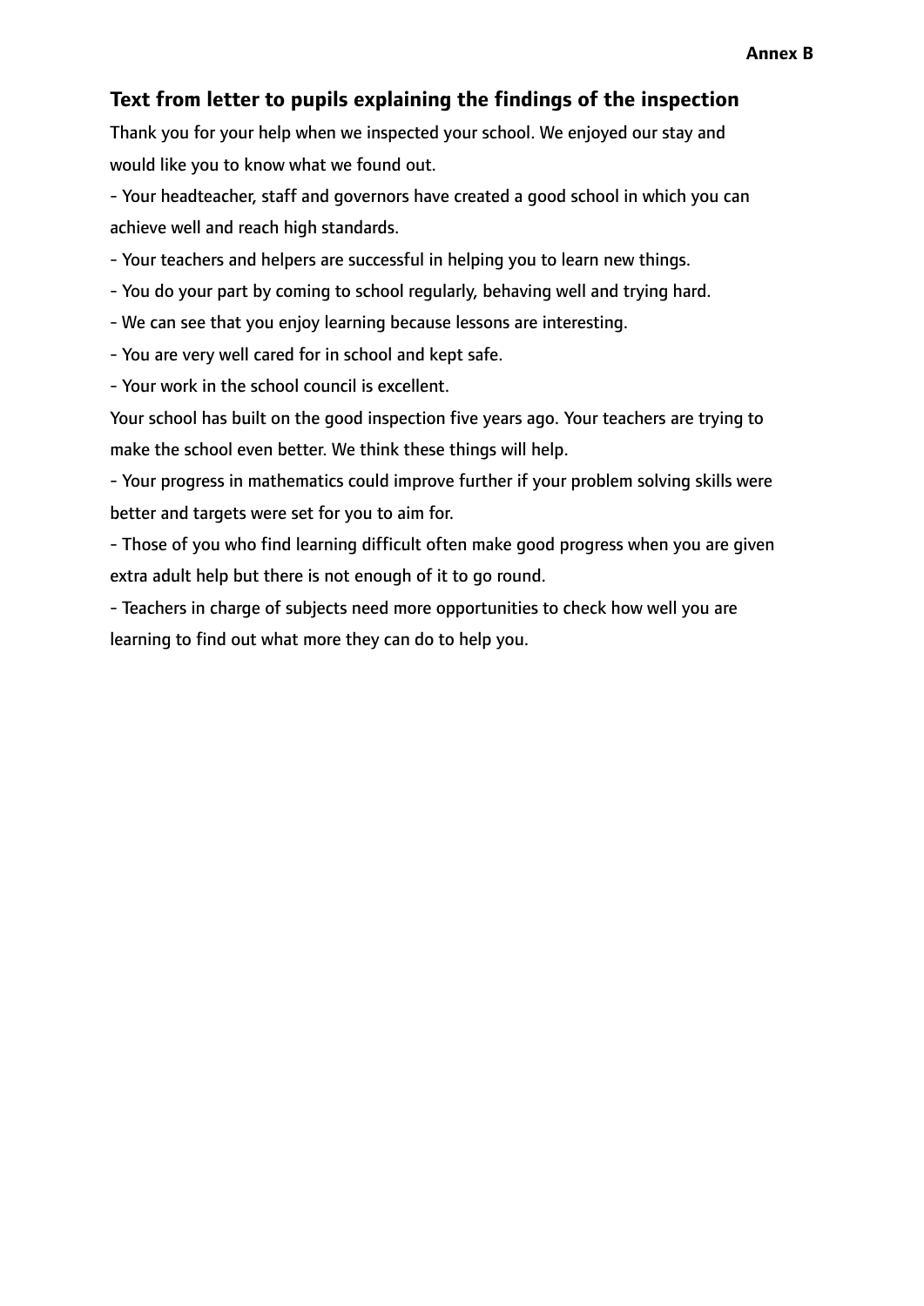Annex B

## Text from letter to pupils explaining the findings of the inspection

Thank you for your help when we inspected your school. We enjoyed our stay and would like you to know what we found out.

- Your headteacher, staff and governors have created a good school in which you can achieve well and reach high standards.
- Your teachers and helpers are successful in helping you to learn new things.
- You do your part by coming to school regularly, behaving well and trying hard.
- We can see that you enjoy learning because lessons are interesting.
- You are very well cared for in school and kept safe.
- Your work in the school council is excellent.

Your school has built on the good inspection five years ago. Your teachers are trying to make the school even better. We think these things will help.

- Your progress in mathematics could improve further if your problem solving skills were better and targets were set for you to aim for.
- Those of you who find learning difficult often make good progress when you are given extra adult help but there is not enough of it to go round.
- Teachers in charge of subjects need more opportunities to check how well you are learning to find out what more they can do to help you.